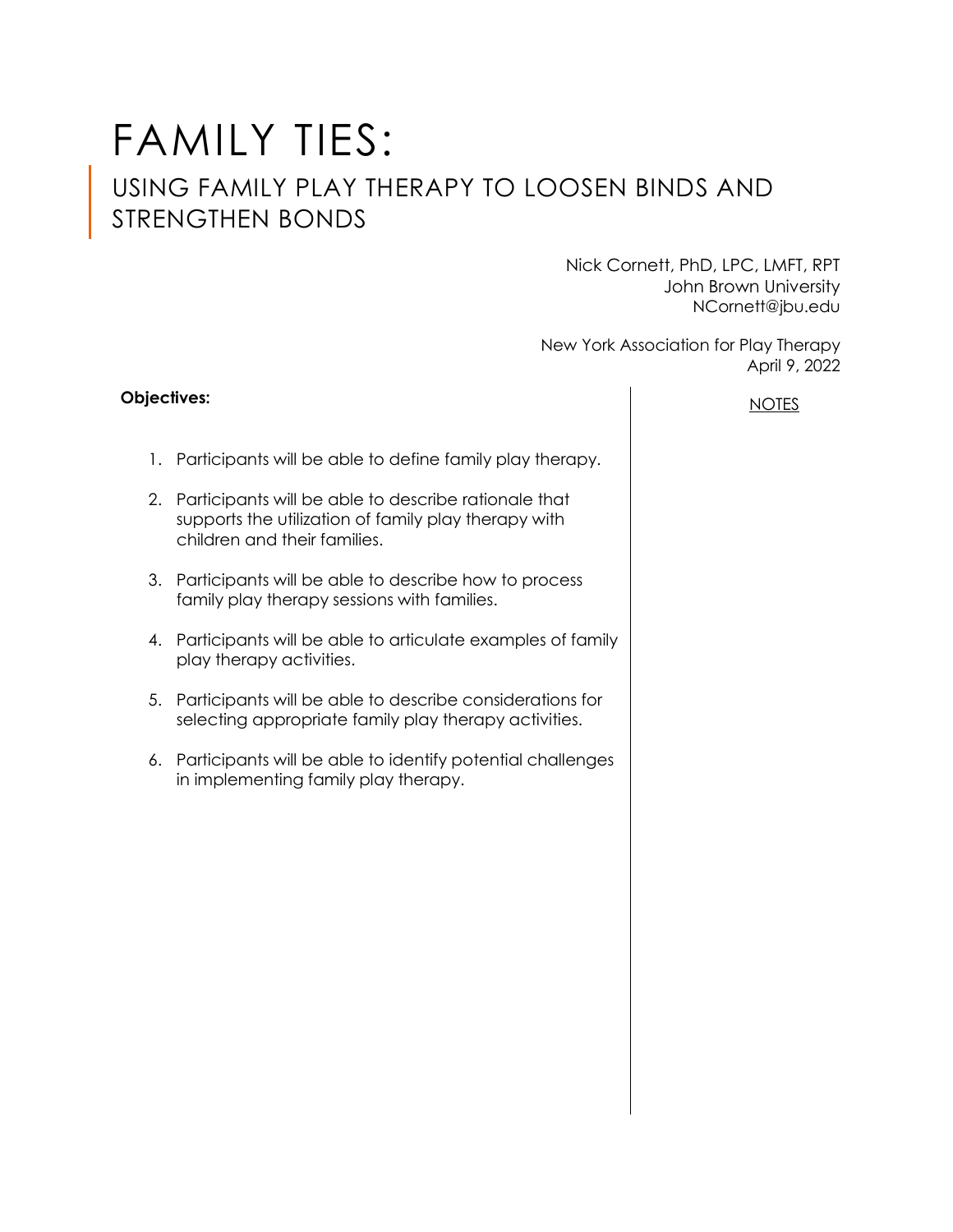# FAMILY TIES:

## USING FAMILY PLAY THERAPY TO LOOSEN BINDS AND STRENGTHEN BONDS

Nick Cornett, PhD, LPC, LMFT, RPT
John Brown University
NCornett@jbu.edu

New York Association for Play Therapy
April 9, 2022

**Objectives:**

NOTES

1. Participants will be able to define family play therapy.
2. Participants will be able to describe rationale that supports the utilization of family play therapy with children and their families.
3. Participants will be able to describe how to process family play therapy sessions with families.
4. Participants will be able to articulate examples of family play therapy activities.
5. Participants will be able to describe considerations for selecting appropriate family play therapy activities.
6. Participants will be able to identify potential challenges in implementing family play therapy.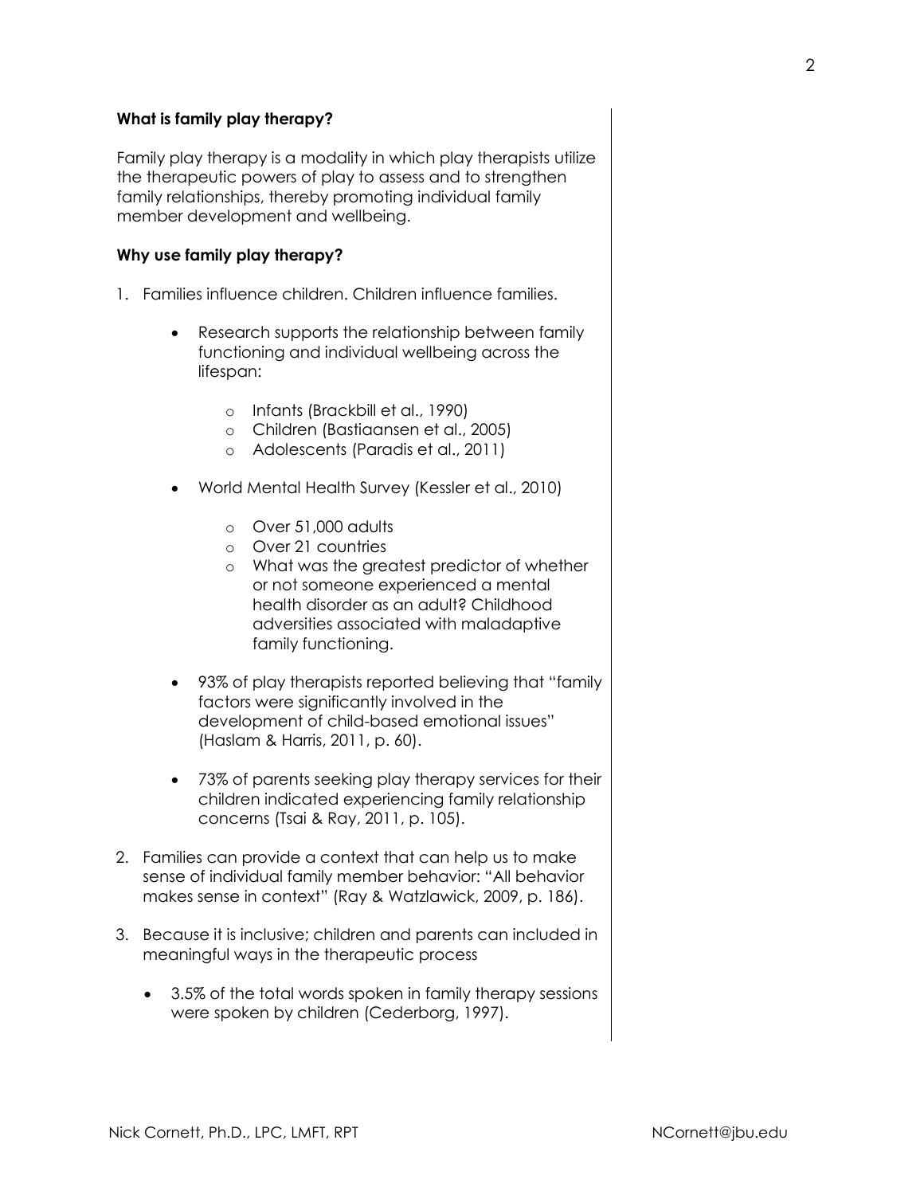**What is family play therapy?**

Family play therapy is a modality in which play therapists utilize the therapeutic powers of play to assess and to strengthen family relationships, thereby promoting individual family member development and wellbeing.

**Why use family play therapy?**

1. Families influence children. Children influence families.

    - Research supports the relationship between family functioning and individual wellbeing across the lifespan:
        - Infants (Brackbill et al., 1990)
        - Children (Bastiaansen et al., 2005)
        - Adolescents (Paradis et al., 2011)
    - World Mental Health Survey (Kessler et al., 2010)
        - Over 51,000 adults
        - Over 21 countries
        - What was the greatest predictor of whether or not someone experienced a mental health disorder as an adult? Childhood adversities associated with maladaptive family functioning.
    - 93% of play therapists reported believing that "family factors were significantly involved in the development of child-based emotional issues" (Haslam & Harris, 2011, p. 60).
    - 73% of parents seeking play therapy services for their children indicated experiencing family relationship concerns (Tsai & Ray, 2011, p. 105).

2. Families can provide a context that can help us to make sense of individual family member behavior: "All behavior makes sense in context" (Ray & Watzlawick, 2009, p. 186).

3. Because it is inclusive; children and parents can included in meaningful ways in the therapeutic process

    - 3.5% of the total words spoken in family therapy sessions were spoken by children (Cederborg, 1997).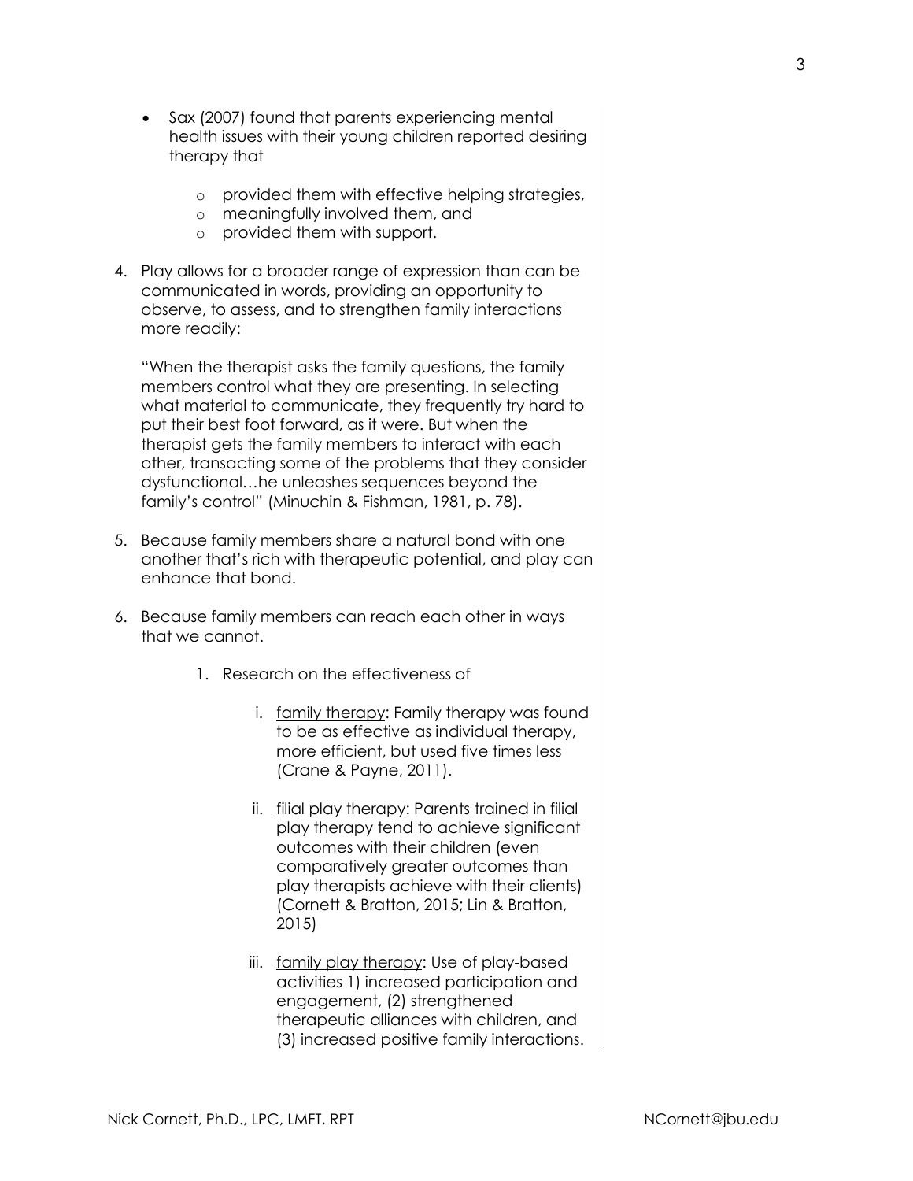- Sax (2007) found that parents experiencing mental health issues with their young children reported desiring therapy that
    - provided them with effective helping strategies,
    - meaningfully involved them, and
    - provided them with support.

4. Play allows for a broader range of expression than can be communicated in words, providing an opportunity to observe, to assess, and to strengthen family interactions more readily:

   "When the therapist asks the family questions, the family members control what they are presenting. In selecting what material to communicate, they frequently try hard to put their best foot forward, as it were. But when the therapist gets the family members to interact with each other, transacting some of the problems that they consider dysfunctional…he unleashes sequences beyond the family's control" (Minuchin & Fishman, 1981, p. 78).

5. Because family members share a natural bond with one another that's rich with therapeutic potential, and play can enhance that bond.

6. Because family members can reach each other in ways that we cannot.

    1. Research on the effectiveness of

        i. family therapy: Family therapy was found to be as effective as individual therapy, more efficient, but used five times less (Crane & Payne, 2011).

        ii. filial play therapy: Parents trained in filial play therapy tend to achieve significant outcomes with their children (even comparatively greater outcomes than play therapists achieve with their clients) (Cornett & Bratton, 2015; Lin & Bratton, 2015)

        iii. family play therapy: Use of play-based activities 1) increased participation and engagement, (2) strengthened therapeutic alliances with children, and (3) increased positive family interactions.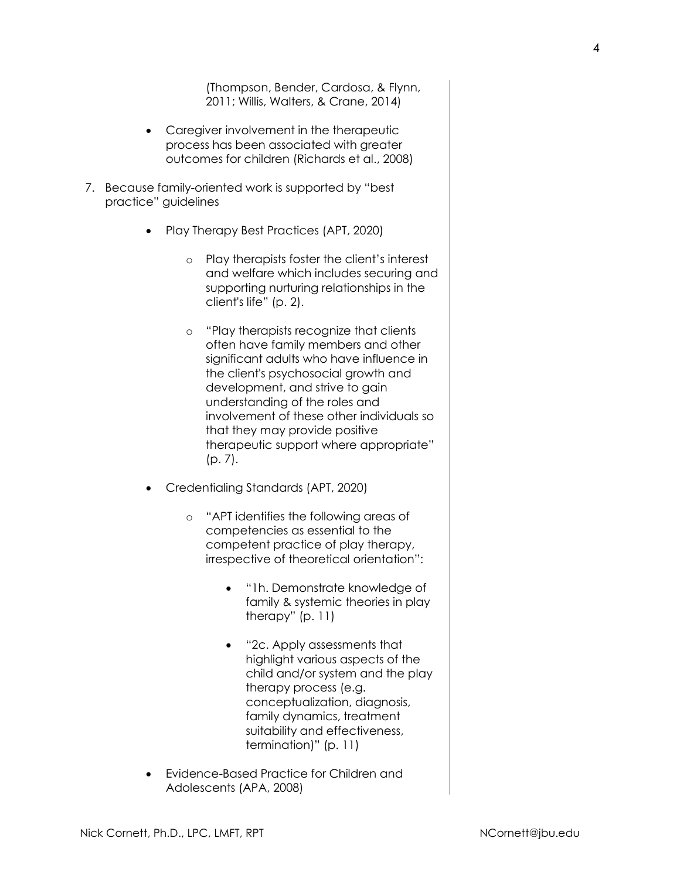(Thompson, Bender, Cardosa, & Flynn, 2011; Willis, Walters, & Crane, 2014)

- Caregiver involvement in the therapeutic process has been associated with greater outcomes for children (Richards et al., 2008)

7. Because family-oriented work is supported by "best practice" guidelines

    - Play Therapy Best Practices (APT, 2020)
        - Play therapists foster the client's interest and welfare which includes securing and supporting nurturing relationships in the client's life" (p. 2).
        - "Play therapists recognize that clients often have family members and other significant adults who have influence in the client's psychosocial growth and development, and strive to gain understanding of the roles and involvement of these other individuals so that they may provide positive therapeutic support where appropriate" (p. 7).
    - Credentialing Standards (APT, 2020)
        - "APT identifies the following areas of competencies as essential to the competent practice of play therapy, irrespective of theoretical orientation":
            - "1h. Demonstrate knowledge of family & systemic theories in play therapy" (p. 11)
            - "2c. Apply assessments that highlight various aspects of the child and/or system and the play therapy process (e.g. conceptualization, diagnosis, family dynamics, treatment suitability and effectiveness, termination)" (p. 11)
    - Evidence-Based Practice for Children and Adolescents (APA, 2008)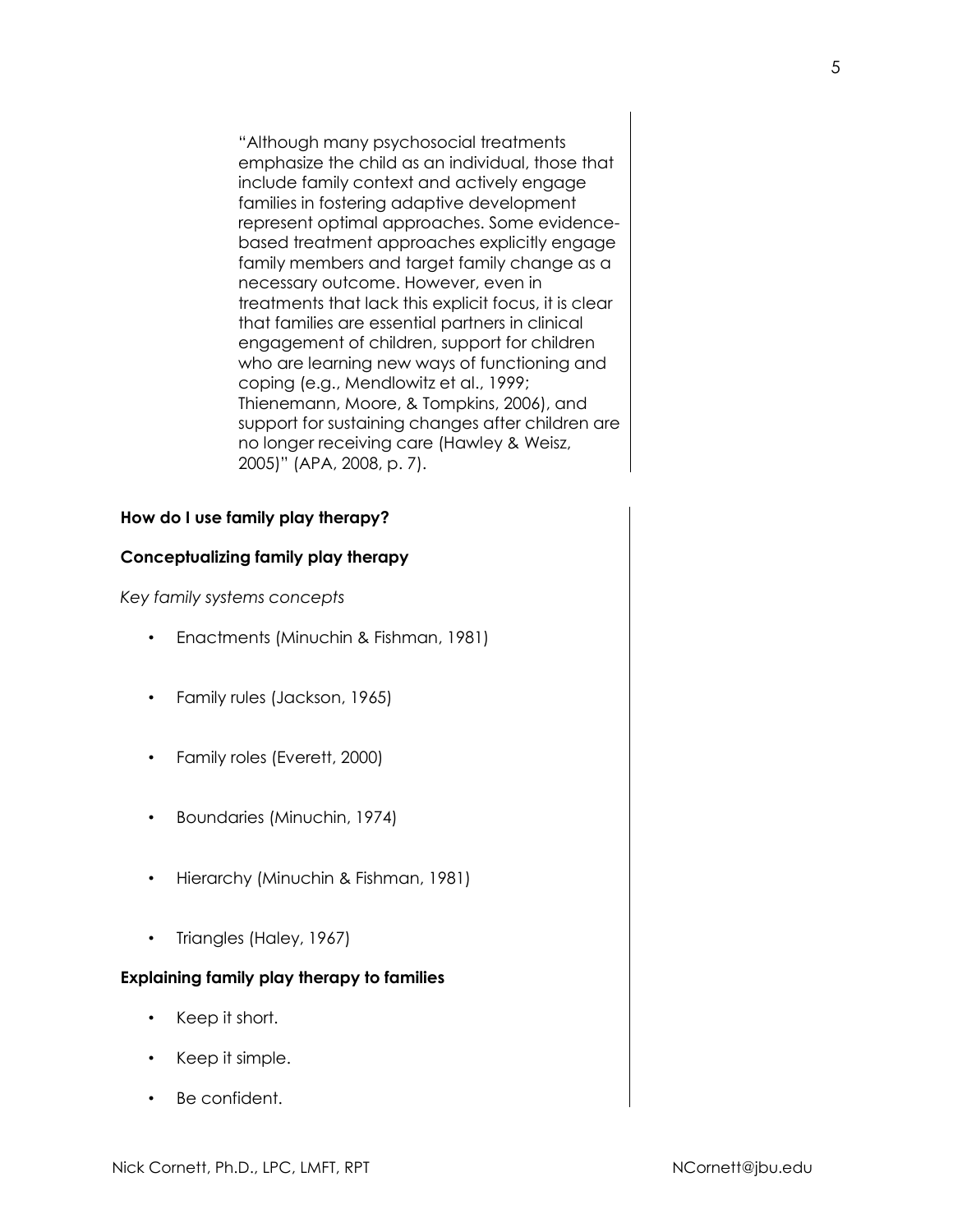> "Although many psychosocial treatments emphasize the child as an individual, those that include family context and actively engage families in fostering adaptive development represent optimal approaches. Some evidence-based treatment approaches explicitly engage family members and target family change as a necessary outcome. However, even in treatments that lack this explicit focus, it is clear that families are essential partners in clinical engagement of children, support for children who are learning new ways of functioning and coping (e.g., Mendlowitz et al., 1999; Thienemann, Moore, & Tompkins, 2006), and support for sustaining changes after children are no longer receiving care (Hawley & Weisz, 2005)" (APA, 2008, p. 7).

**How do I use family play therapy?**

**Conceptualizing family play therapy**

*Key family systems concepts*

- Enactments (Minuchin & Fishman, 1981)
- Family rules (Jackson, 1965)
- Family roles (Everett, 2000)
- Boundaries (Minuchin, 1974)
- Hierarchy (Minuchin & Fishman, 1981)
- Triangles (Haley, 1967)

**Explaining family play therapy to families**

- Keep it short.
- Keep it simple.
- Be confident.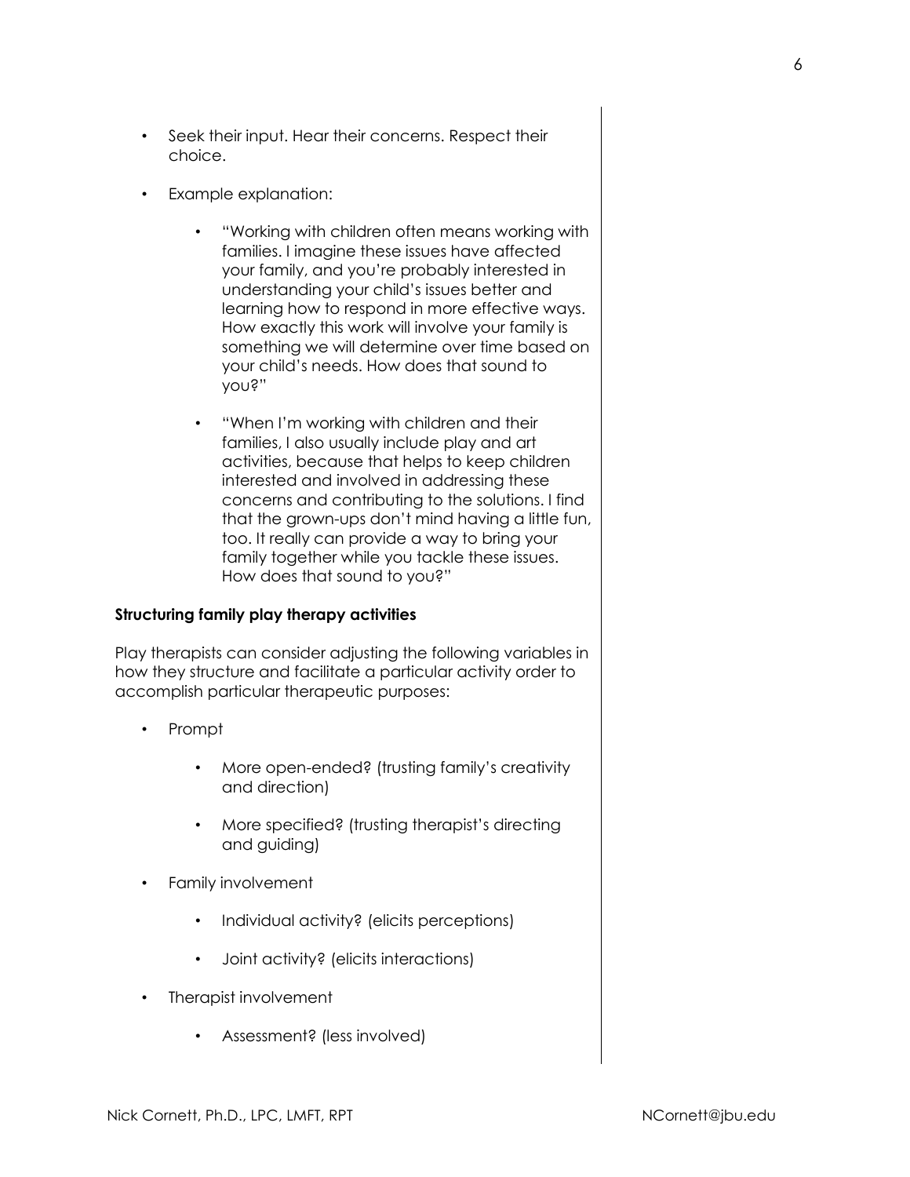- Seek their input. Hear their concerns. Respect their choice.

- Example explanation:

  - "Working with children often means working with families. I imagine these issues have affected your family, and you're probably interested in understanding your child's issues better and learning how to respond in more effective ways. How exactly this work will involve your family is something we will determine over time based on your child's needs. How does that sound to you?"

  - "When I'm working with children and their families, I also usually include play and art activities, because that helps to keep children interested and involved in addressing these concerns and contributing to the solutions. I find that the grown-ups don't mind having a little fun, too. It really can provide a way to bring your family together while you tackle these issues. How does that sound to you?"

**Structuring family play therapy activities**

Play therapists can consider adjusting the following variables in how they structure and facilitate a particular activity order to accomplish particular therapeutic purposes:

- Prompt

  - More open-ended? (trusting family's creativity and direction)

  - More specified? (trusting therapist's directing and guiding)

- Family involvement

  - Individual activity? (elicits perceptions)

  - Joint activity? (elicits interactions)

- Therapist involvement

  - Assessment? (less involved)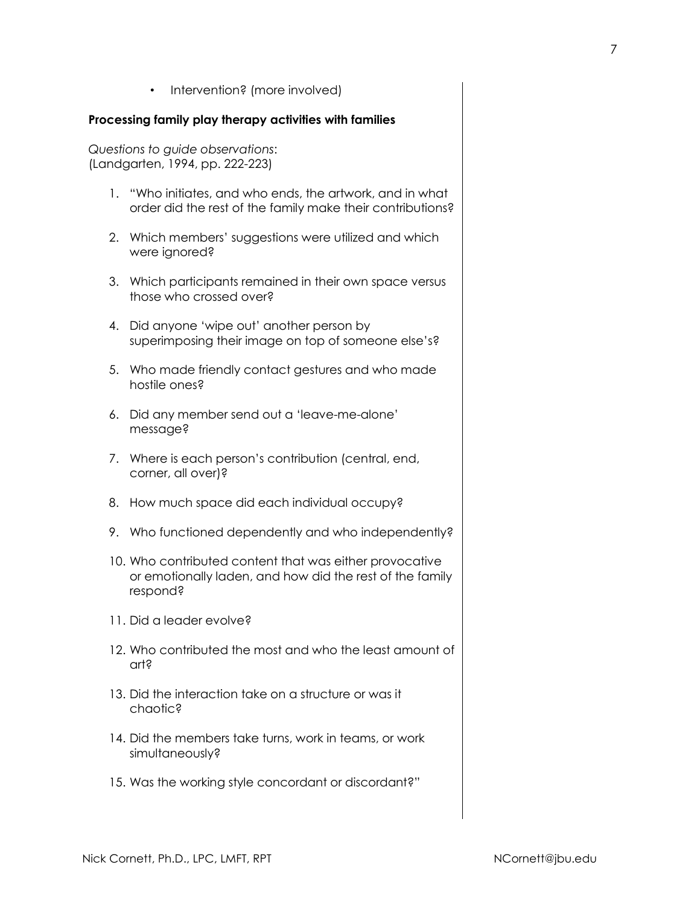- Intervention? (more involved)

**Processing family play therapy activities with families**

*Questions to guide observations*:
(Landgarten, 1994, pp. 222-223)

1. "Who initiates, and who ends, the artwork, and in what order did the rest of the family make their contributions?
2. Which members' suggestions were utilized and which were ignored?
3. Which participants remained in their own space versus those who crossed over?
4. Did anyone 'wipe out' another person by superimposing their image on top of someone else's?
5. Who made friendly contact gestures and who made hostile ones?
6. Did any member send out a 'leave-me-alone' message?
7. Where is each person's contribution (central, end, corner, all over)?
8. How much space did each individual occupy?
9. Who functioned dependently and who independently?
10. Who contributed content that was either provocative or emotionally laden, and how did the rest of the family respond?
11. Did a leader evolve?
12. Who contributed the most and who the least amount of art?
13. Did the interaction take on a structure or was it chaotic?
14. Did the members take turns, work in teams, or work simultaneously?
15. Was the working style concordant or discordant?"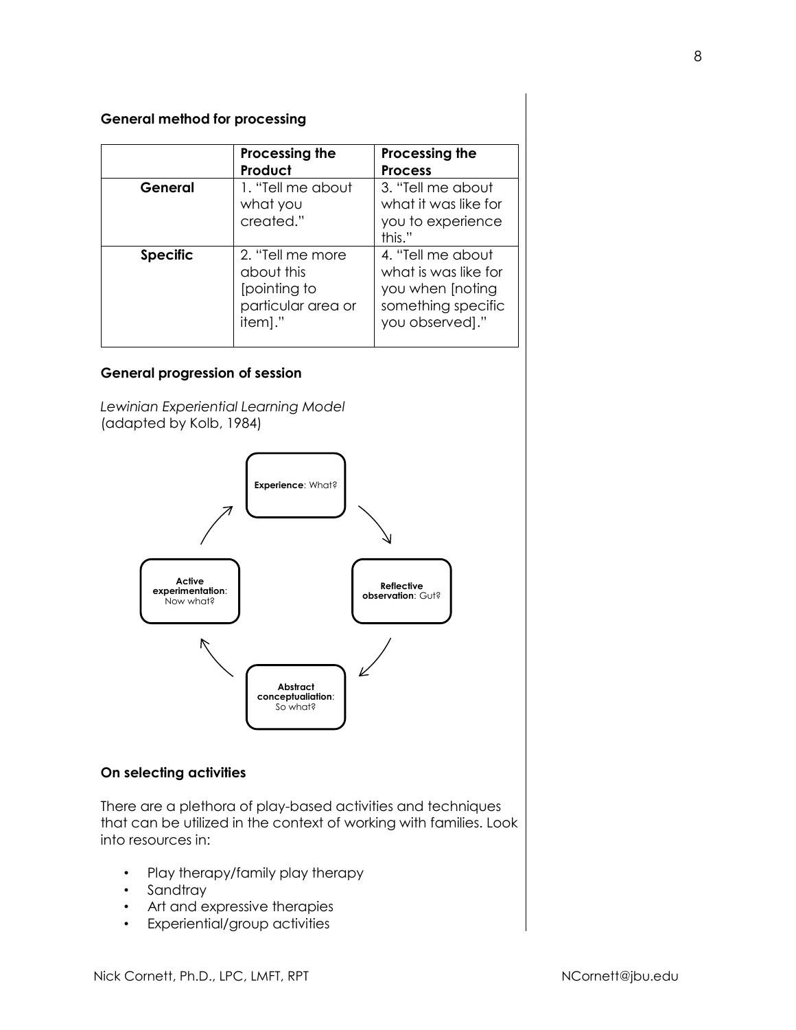### General method for processing

| | Processing the Product | Processing the Process |
|---|---|---|
| **General** | 1. "Tell me about what you created." | 3. "Tell me about what it was like for you to experience this." |
| **Specific** | 2. "Tell me more about this [pointing to particular area or item]." | 4. "Tell me about what is was like for you when [noting something specific you observed]." |

### General progression of session

*Lewinian Experiential Learning Model* (adapted by Kolb, 1984)

**Experience**: What? → **Reflective observation**: Gut? → **Abstract conceptualiation**: So what? → **Active experimentation**: Now what? → **Experience**: What?

### On selecting activities

There are a plethora of play-based activities and techniques that can be utilized in the context of working with families. Look into resources in:

- Play therapy/family play therapy
- Sandtray
- Art and expressive therapies
- Experiential/group activities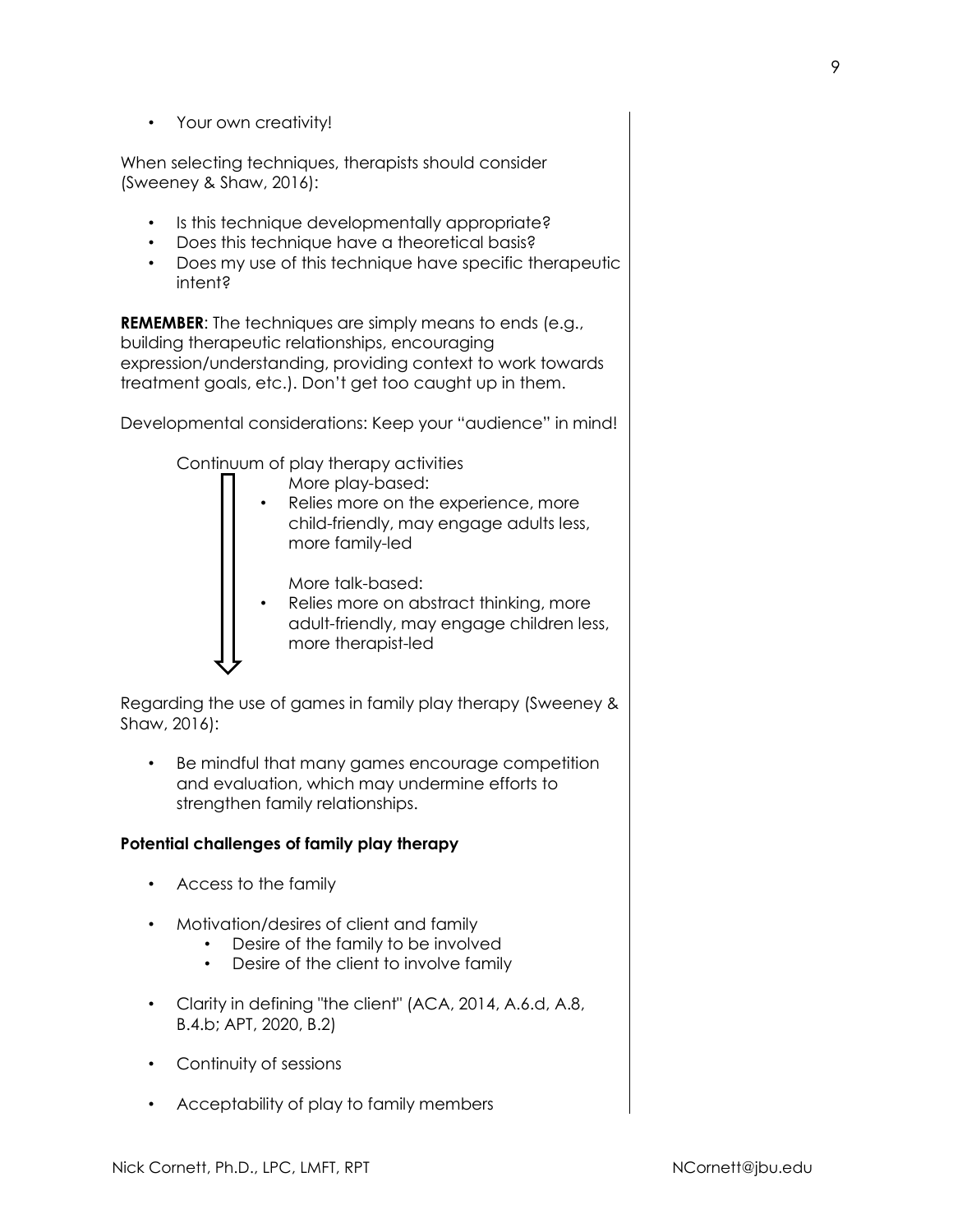- Your own creativity!

When selecting techniques, therapists should consider (Sweeney & Shaw, 2016):

- Is this technique developmentally appropriate?
- Does this technique have a theoretical basis?
- Does my use of this technique have specific therapeutic intent?

**REMEMBER**: The techniques are simply means to ends (e.g., building therapeutic relationships, encouraging expression/understanding, providing context to work towards treatment goals, etc.). Don't get too caught up in them.

Developmental considerations: Keep your "audience" in mind!

Continuum of play therapy activities

More play-based:

- Relies more on the experience, more child-friendly, may engage adults less, more family-led

More talk-based:

- Relies more on abstract thinking, more adult-friendly, may engage children less, more therapist-led

Regarding the use of games in family play therapy (Sweeney & Shaw, 2016):

- Be mindful that many games encourage competition and evaluation, which may undermine efforts to strengthen family relationships.

**Potential challenges of family play therapy**

- Access to the family
- Motivation/desires of client and family
  - Desire of the family to be involved
  - Desire of the client to involve family
- Clarity in defining "the client" (ACA, 2014, A.6.d, A.8, B.4.b; APT, 2020, B.2)
- Continuity of sessions
- Acceptability of play to family members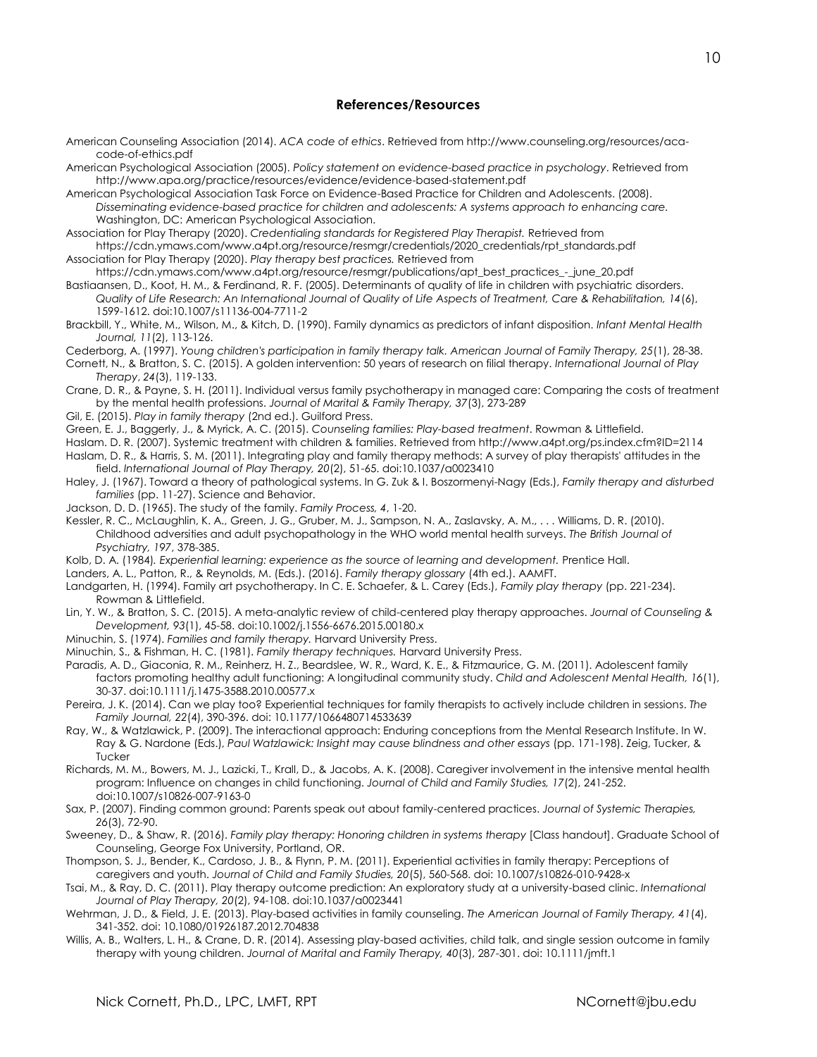## References/Resources

American Counseling Association (2014). *ACA code of ethics*. Retrieved from http://www.counseling.org/resources/aca-code-of-ethics.pdf

American Psychological Association (2005). *Policy statement on evidence-based practice in psychology*. Retrieved from http://www.apa.org/practice/resources/evidence/evidence-based-statement.pdf

American Psychological Association Task Force on Evidence-Based Practice for Children and Adolescents. (2008). *Disseminating evidence-based practice for children and adolescents: A systems approach to enhancing care.* Washington, DC: American Psychological Association.

Association for Play Therapy (2020). *Credentialing standards for Registered Play Therapist.* Retrieved from https://cdn.ymaws.com/www.a4pt.org/resource/resmgr/credentials/2020_credentials/rpt_standards.pdf

Association for Play Therapy (2020). *Play therapy best practices.* Retrieved from https://cdn.ymaws.com/www.a4pt.org/resource/resmgr/publications/apt_best_practices_-_june_20.pdf

Bastiaansen, D., Koot, H. M., & Ferdinand, R. F. (2005). Determinants of quality of life in children with psychiatric disorders. *Quality of Life Research: An International Journal of Quality of Life Aspects of Treatment, Care & Rehabilitation, 14*(6), 1599-1612. doi:10.1007/s11136-004-7711-2

Brackbill, Y., White, M., Wilson, M., & Kitch, D. (1990). Family dynamics as predictors of infant disposition. *Infant Mental Health Journal, 11*(2), 113-126.

Cederborg, A. (1997). *Young children's participation in family therapy talk. American Journal of Family Therapy, 25*(1), 28-38.

Cornett, N., & Bratton, S. C. (2015). A golden intervention: 50 years of research on filial therapy. *International Journal of Play Therapy*, *24*(3), 119-133.

Crane, D. R., & Payne, S. H. (2011). Individual versus family psychotherapy in managed care: Comparing the costs of treatment by the mental health professions. *Journal of Marital & Family Therapy, 37*(3), 273-289

Gil, E. (2015). *Play in family therapy* (2nd ed.). Guilford Press.

Green, E. J., Baggerly, J., & Myrick, A. C. (2015). *Counseling families: Play-based treatment*. Rowman & Littlefield.

Haslam. D. R. (2007). Systemic treatment with children & families. Retrieved from http://www.a4pt.org/ps.index.cfm?ID=2114

Haslam, D. R., & Harris, S. M. (2011). Integrating play and family therapy methods: A survey of play therapists' attitudes in the field. *International Journal of Play Therapy, 20*(2), 51-65. doi:10.1037/a0023410

Haley, J. (1967). Toward a theory of pathological systems. In G. Zuk & I. Boszormenyi-Nagy (Eds.), *Family therapy and disturbed families* (pp. 11-27). Science and Behavior.

Jackson, D. D. (1965). The study of the family. *Family Process, 4*, 1-20.

Kessler, R. C., McLaughlin, K. A., Green, J. G., Gruber, M. J., Sampson, N. A., Zaslavsky, A. M., . . . Williams, D. R. (2010). Childhood adversities and adult psychopathology in the WHO world mental health surveys. *The British Journal of Psychiatry, 197*, 378-385.

Kolb, D. A. (1984). *Experiential learning: experience as the source of learning and development.* Prentice Hall.

Landers, A. L., Patton, R., & Reynolds, M. (Eds.). (2016). *Family therapy glossary* (4th ed.). AAMFT.

Landgarten, H. (1994). Family art psychotherapy. In C. E. Schaefer, & L. Carey (Eds.), *Family play therapy* (pp. 221-234). Rowman & Littlefield.

Lin, Y. W., & Bratton, S. C. (2015). A meta-analytic review of child-centered play therapy approaches. *Journal of Counseling & Development, 93*(1), 45-58. doi:10.1002/j.1556-6676.2015.00180.x

Minuchin, S. (1974). *Families and family therapy.* Harvard University Press.

Minuchin, S., & Fishman, H. C. (1981). *Family therapy techniques.* Harvard University Press.

Paradis, A. D., Giaconia, R. M., Reinherz, H. Z., Beardslee, W. R., Ward, K. E., & Fitzmaurice, G. M. (2011). Adolescent family factors promoting healthy adult functioning: A longitudinal community study. *Child and Adolescent Mental Health, 16*(1), 30-37. doi:10.1111/j.1475-3588.2010.00577.x

Pereira, J. K. (2014). Can we play too? Experiential techniques for family therapists to actively include children in sessions. *The Family Journal, 22*(4), 390-396. doi: 10.1177/1066480714533639

Ray, W., & Watzlawick, P. (2009). The interactional approach: Enduring conceptions from the Mental Research Institute. In W. Ray & G. Nardone (Eds.), *Paul Watzlawick: Insight may cause blindness and other essays* (pp. 171-198). Zeig, Tucker, & Tucker

Richards, M. M., Bowers, M. J., Lazicki, T., Krall, D., & Jacobs, A. K. (2008). Caregiver involvement in the intensive mental health program: Influence on changes in child functioning. *Journal of Child and Family Studies, 17*(2), 241-252. doi:10.1007/s10826-007-9163-0

Sax, P. (2007). Finding common ground: Parents speak out about family-centered practices. *Journal of Systemic Therapies, 26*(3), 72-90.

Sweeney, D., & Shaw, R. (2016). *Family play therapy: Honoring children in systems therapy* [Class handout]. Graduate School of Counseling, George Fox University, Portland, OR.

Thompson, S. J., Bender, K., Cardoso, J. B., & Flynn, P. M. (2011). Experiential activities in family therapy: Perceptions of caregivers and youth. *Journal of Child and Family Studies, 20*(5), 560-568. doi: 10.1007/s10826-010-9428-x

Tsai, M., & Ray, D. C. (2011). Play therapy outcome prediction: An exploratory study at a university-based clinic. *International Journal of Play Therapy, 20*(2), 94-108. doi:10.1037/a0023441

Wehrman, J. D., & Field, J. E. (2013). Play-based activities in family counseling. *The American Journal of Family Therapy, 41*(4), 341-352. doi: 10.1080/01926187.2012.704838

Willis, A. B., Walters, L. H., & Crane, D. R. (2014). Assessing play-based activities, child talk, and single session outcome in family therapy with young children. *Journal of Marital and Family Therapy, 40*(3), 287-301. doi: 10.1111/jmft.1

Nick Cornett, Ph.D., LPC, LMFT, RPT NCornett@jbu.edu